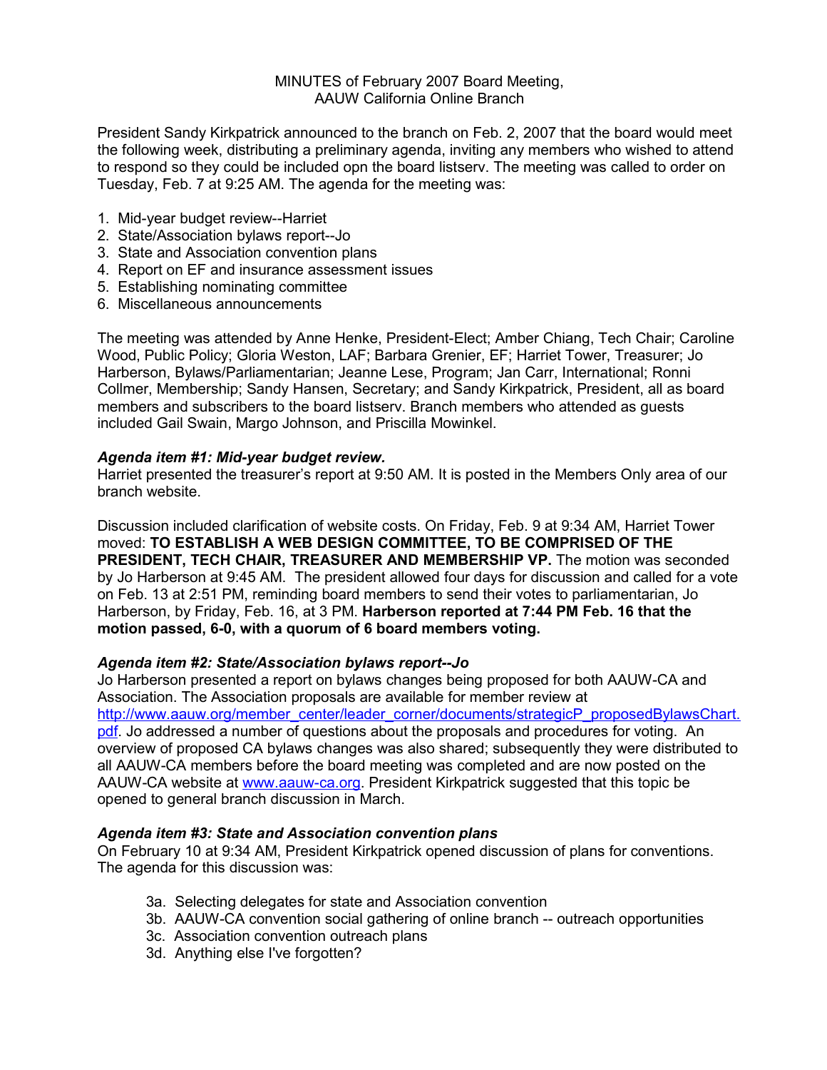MINUTES of February 2007 Board Meeting,
AAUW California Online Branch

President Sandy Kirkpatrick announced to the branch on Feb. 2, 2007 that the board would meet the following week, distributing a preliminary agenda, inviting any members who wished to attend to respond so they could be included opn the board listserv. The meeting was called to order on Tuesday, Feb. 7 at 9:25 AM. The agenda for the meeting was:

1. Mid-year budget review--Harriet
2. State/Association bylaws report--Jo
3. State and Association convention plans
4. Report on EF and insurance assessment issues
5. Establishing nominating committee
6. Miscellaneous announcements

The meeting was attended by Anne Henke, President-Elect; Amber Chiang, Tech Chair; Caroline Wood, Public Policy; Gloria Weston, LAF; Barbara Grenier, EF; Harriet Tower, Treasurer; Jo Harberson, Bylaws/Parliamentarian; Jeanne Lese, Program; Jan Carr, International; Ronni Collmer, Membership; Sandy Hansen, Secretary; and Sandy Kirkpatrick, President, all as board members and subscribers to the board listserv. Branch members who attended as guests included Gail Swain, Margo Johnson, and Priscilla Mowinkel.

***Agenda item #1: Mid-year budget review.***
Harriet presented the treasurer's report at 9:50 AM. It is posted in the Members Only area of our branch website.

Discussion included clarification of website costs. On Friday, Feb. 9 at 9:34 AM, Harriet Tower moved: **TO ESTABLISH A WEB DESIGN COMMITTEE, TO BE COMPRISED OF THE PRESIDENT, TECH CHAIR, TREASURER AND MEMBERSHIP VP.** The motion was seconded by Jo Harberson at 9:45 AM. The president allowed four days for discussion and called for a vote on Feb. 13 at 2:51 PM, reminding board members to send their votes to parliamentarian, Jo Harberson, by Friday, Feb. 16, at 3 PM. **Harberson reported at 7:44 PM Feb. 16 that the motion passed, 6-0, with a quorum of 6 board members voting.**

***Agenda item #2: State/Association bylaws report--Jo***
Jo Harberson presented a report on bylaws changes being proposed for both AAUW-CA and Association. The Association proposals are available for member review at [http://www.aauw.org/member_center/leader_corner/documents/strategicP_proposedBylawsChart.pdf](http://www.aauw.org/member_center/leader_corner/documents/strategicP_proposedBylawsChart.pdf). Jo addressed a number of questions about the proposals and procedures for voting. An overview of proposed CA bylaws changes was also shared; subsequently they were distributed to all AAUW-CA members before the board meeting was completed and are now posted on the AAUW-CA website at [www.aauw-ca.org](www.aauw-ca.org). President Kirkpatrick suggested that this topic be opened to general branch discussion in March.

***Agenda item #3: State and Association convention plans***
On February 10 at 9:34 AM, President Kirkpatrick opened discussion of plans for conventions. The agenda for this discussion was:

- 3a. Selecting delegates for state and Association convention
- 3b. AAUW-CA convention social gathering of online branch -- outreach opportunities
- 3c. Association convention outreach plans
- 3d. Anything else I've forgotten?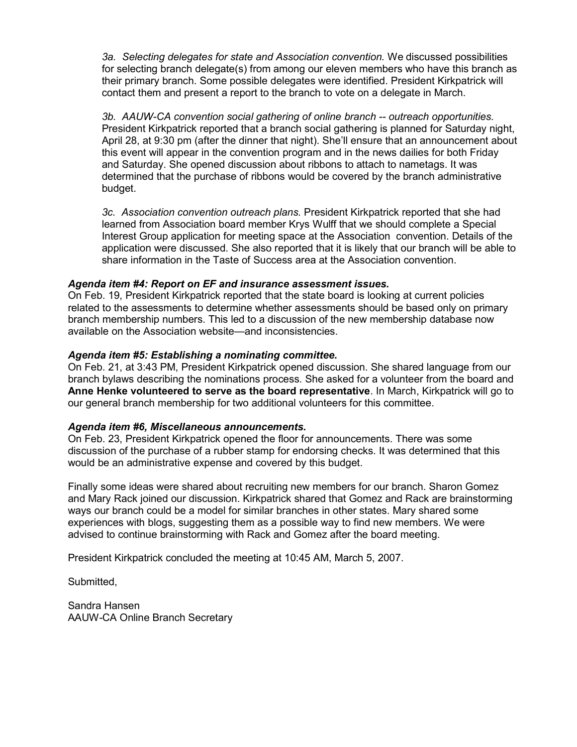*3a. Selecting delegates for state and Association convention.* We discussed possibilities for selecting branch delegate(s) from among our eleven members who have this branch as their primary branch. Some possible delegates were identified. President Kirkpatrick will contact them and present a report to the branch to vote on a delegate in March.

*3b. AAUW-CA convention social gathering of online branch -- outreach opportunities.* President Kirkpatrick reported that a branch social gathering is planned for Saturday night, April 28, at 9:30 pm (after the dinner that night). She'll ensure that an announcement about this event will appear in the convention program and in the news dailies for both Friday and Saturday. She opened discussion about ribbons to attach to nametags. It was determined that the purchase of ribbons would be covered by the branch administrative budget.

*3c. Association convention outreach plans.* President Kirkpatrick reported that she had learned from Association board member Krys Wulff that we should complete a Special Interest Group application for meeting space at the Association convention. Details of the application were discussed. She also reported that it is likely that our branch will be able to share information in the Taste of Success area at the Association convention.

***Agenda item #4: Report on EF and insurance assessment issues.***

On Feb. 19, President Kirkpatrick reported that the state board is looking at current policies related to the assessments to determine whether assessments should be based only on primary branch membership numbers. This led to a discussion of the new membership database now available on the Association website—and inconsistencies.

***Agenda item #5: Establishing a nominating committee.***

On Feb. 21, at 3:43 PM, President Kirkpatrick opened discussion. She shared language from our branch bylaws describing the nominations process. She asked for a volunteer from the board and **Anne Henke volunteered to serve as the board representative**. In March, Kirkpatrick will go to our general branch membership for two additional volunteers for this committee.

***Agenda item #6, Miscellaneous announcements.***

On Feb. 23, President Kirkpatrick opened the floor for announcements. There was some discussion of the purchase of a rubber stamp for endorsing checks. It was determined that this would be an administrative expense and covered by this budget.

Finally some ideas were shared about recruiting new members for our branch. Sharon Gomez and Mary Rack joined our discussion. Kirkpatrick shared that Gomez and Rack are brainstorming ways our branch could be a model for similar branches in other states. Mary shared some experiences with blogs, suggesting them as a possible way to find new members. We were advised to continue brainstorming with Rack and Gomez after the board meeting.

President Kirkpatrick concluded the meeting at 10:45 AM, March 5, 2007.

Submitted,

Sandra Hansen
AAUW-CA Online Branch Secretary